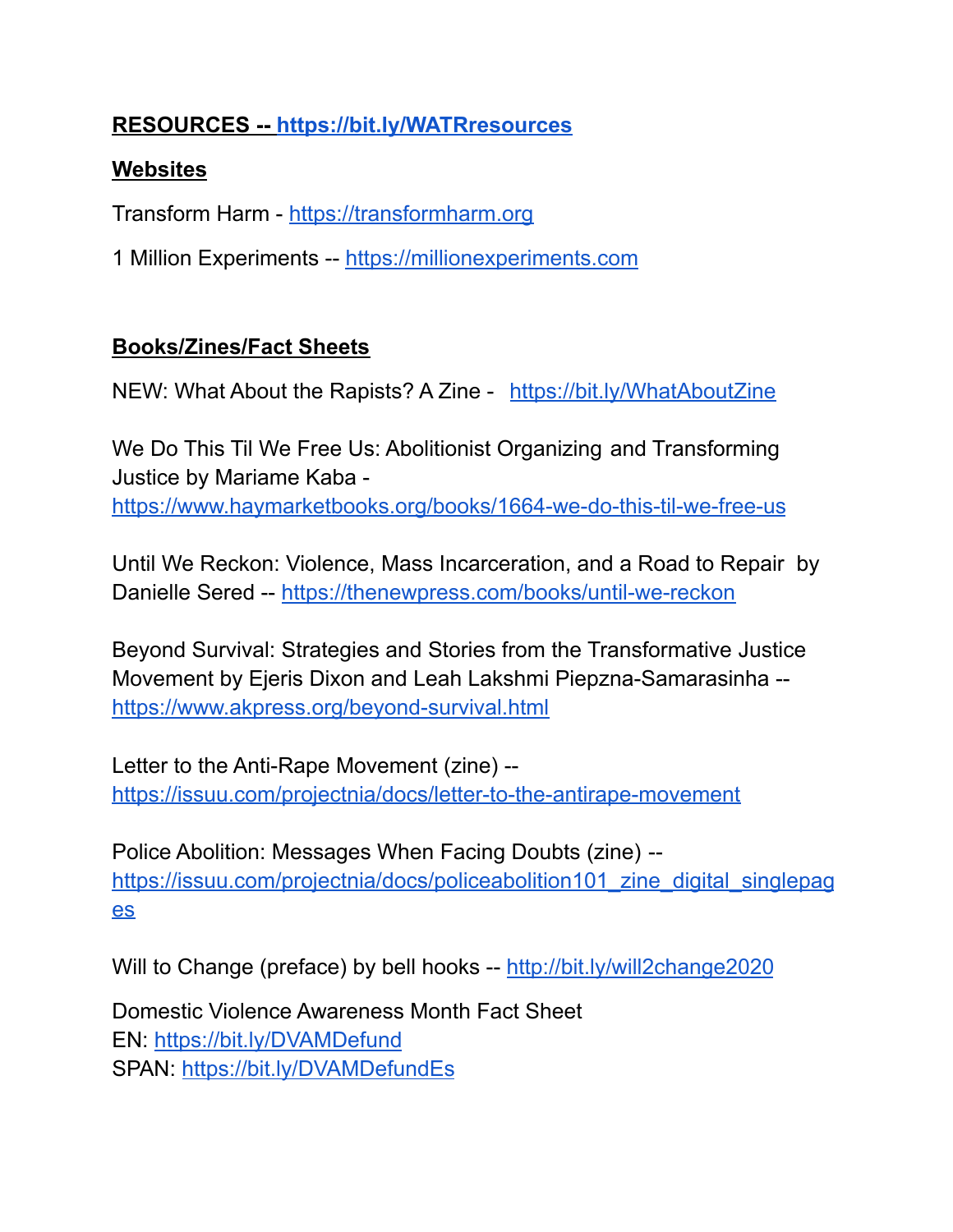**RESOURCES -- [https://bit.ly/WATRresources](https://bit.ly/WATRresources)**

**Websites**

Transform Harm - [https://transformharm.org](https://transformharm.org)

1 Million Experiments -- [https://millionexperiments.com](https://millionexperiments.com)

**Books/Zines/Fact Sheets**

NEW: What About the Rapists? A Zine - [https://bit.ly/WhatAboutZine](https://bit.ly/WhatAboutZine)

We Do This Til We Free Us: Abolitionist Organizing and Transforming Justice by Mariame Kaba - [https://www.haymarketbooks.org/books/1664-we-do-this-til-we-free-us](https://www.haymarketbooks.org/books/1664-we-do-this-til-we-free-us)

Until We Reckon: Violence, Mass Incarceration, and a Road to Repair by Danielle Sered -- [https://thenewpress.com/books/until-we-reckon](https://thenewpress.com/books/until-we-reckon)

Beyond Survival: Strategies and Stories from the Transformative Justice Movement by Ejeris Dixon and Leah Lakshmi Piepzna-Samarasinha -- [https://www.akpress.org/beyond-survival.html](https://www.akpress.org/beyond-survival.html)

Letter to the Anti-Rape Movement (zine) -- [https://issuu.com/projectnia/docs/letter-to-the-antirape-movement](https://issuu.com/projectnia/docs/letter-to-the-antirape-movement)

Police Abolition: Messages When Facing Doubts (zine) -- [https://issuu.com/projectnia/docs/policeabolition101_zine_digital_singlepages](https://issuu.com/projectnia/docs/policeabolition101_zine_digital_singlepages)

Will to Change (preface) by bell hooks -- [http://bit.ly/will2change2020](http://bit.ly/will2change2020)

Domestic Violence Awareness Month Fact Sheet
EN: [https://bit.ly/DVAMDefund](https://bit.ly/DVAMDefund)
SPAN: [https://bit.ly/DVAMDefundEs](https://bit.ly/DVAMDefundEs)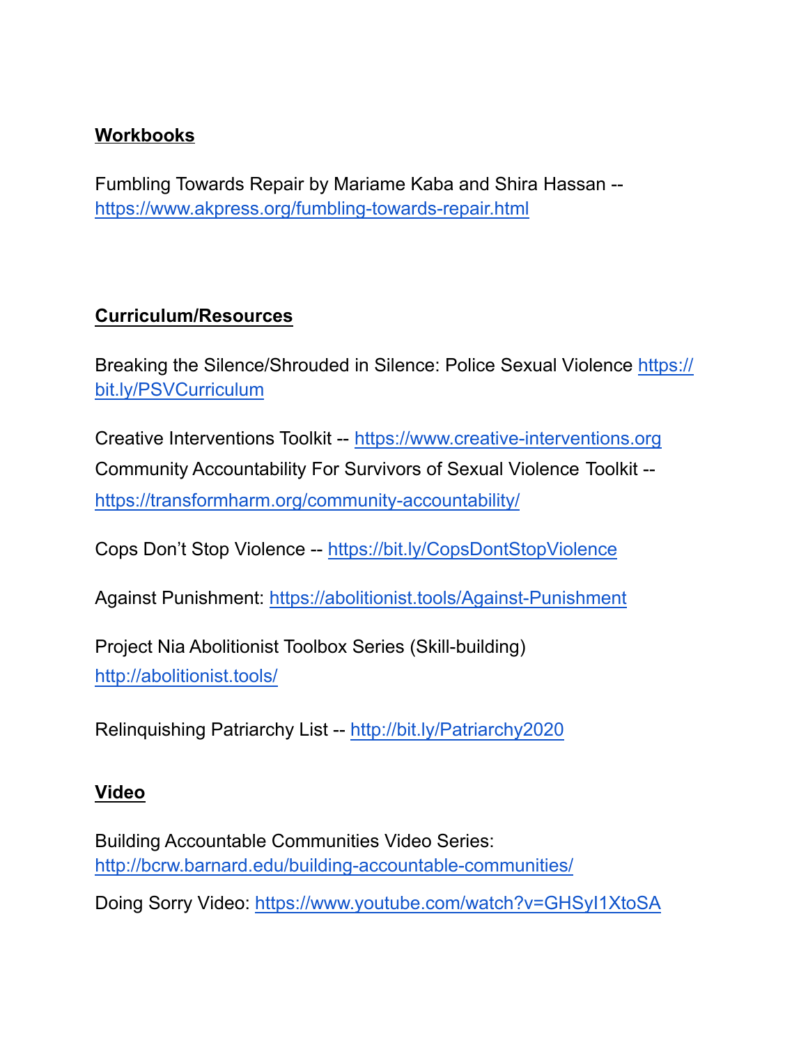**Workbooks**

Fumbling Towards Repair by Mariame Kaba and Shira Hassan -- https://www.akpress.org/fumbling-towards-repair.html

**Curriculum/Resources**

Breaking the Silence/Shrouded in Silence: Police Sexual Violence https://bit.ly/PSVCurriculum

Creative Interventions Toolkit -- https://www.creative-interventions.org

Community Accountability For Survivors of Sexual Violence Toolkit -- https://transformharm.org/community-accountability/

Cops Don't Stop Violence -- https://bit.ly/CopsDontStopViolence

Against Punishment: https://abolitionist.tools/Against-Punishment

Project Nia Abolitionist Toolbox Series (Skill-building) http://abolitionist.tools/

Relinquishing Patriarchy List -- http://bit.ly/Patriarchy2020

**Video**

Building Accountable Communities Video Series: http://bcrw.barnard.edu/building-accountable-communities/

Doing Sorry Video: https://www.youtube.com/watch?v=GHSyI1XtoSA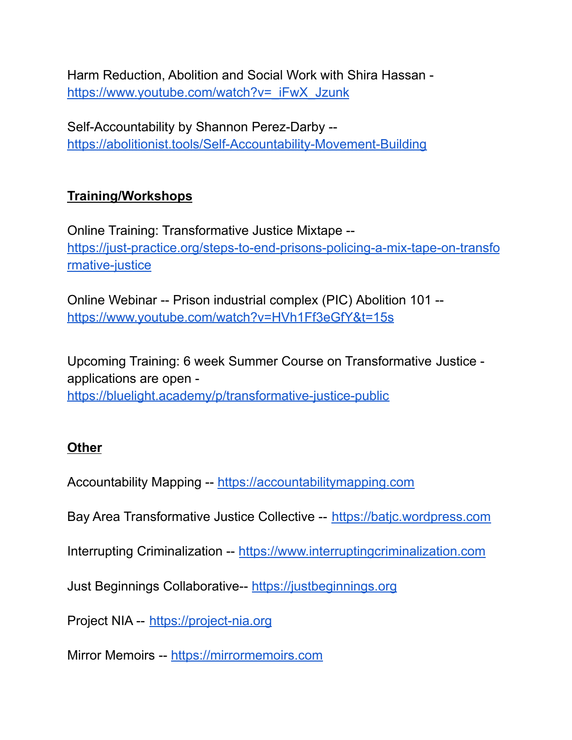Harm Reduction, Abolition and Social Work with Shira Hassan - https://www.youtube.com/watch?v=_iFwX_Jzunk

Self-Accountability by Shannon Perez-Darby -- https://abolitionist.tools/Self-Accountability-Movement-Building

## Training/Workshops

Online Training: Transformative Justice Mixtape -- https://just-practice.org/steps-to-end-prisons-policing-a-mix-tape-on-transformative-justice

Online Webinar -- Prison industrial complex (PIC) Abolition 101 -- https://www.youtube.com/watch?v=HVh1Ff3eGfY&t=15s

Upcoming Training: 6 week Summer Course on Transformative Justice - applications are open - https://bluelight.academy/p/transformative-justice-public

## Other

Accountability Mapping -- https://accountabilitymapping.com

Bay Area Transformative Justice Collective -- https://batjc.wordpress.com

Interrupting Criminalization -- https://www.interruptingcriminalization.com

Just Beginnings Collaborative-- https://justbeginnings.org

Project NIA -- https://project-nia.org

Mirror Memoirs -- https://mirrormemoirs.com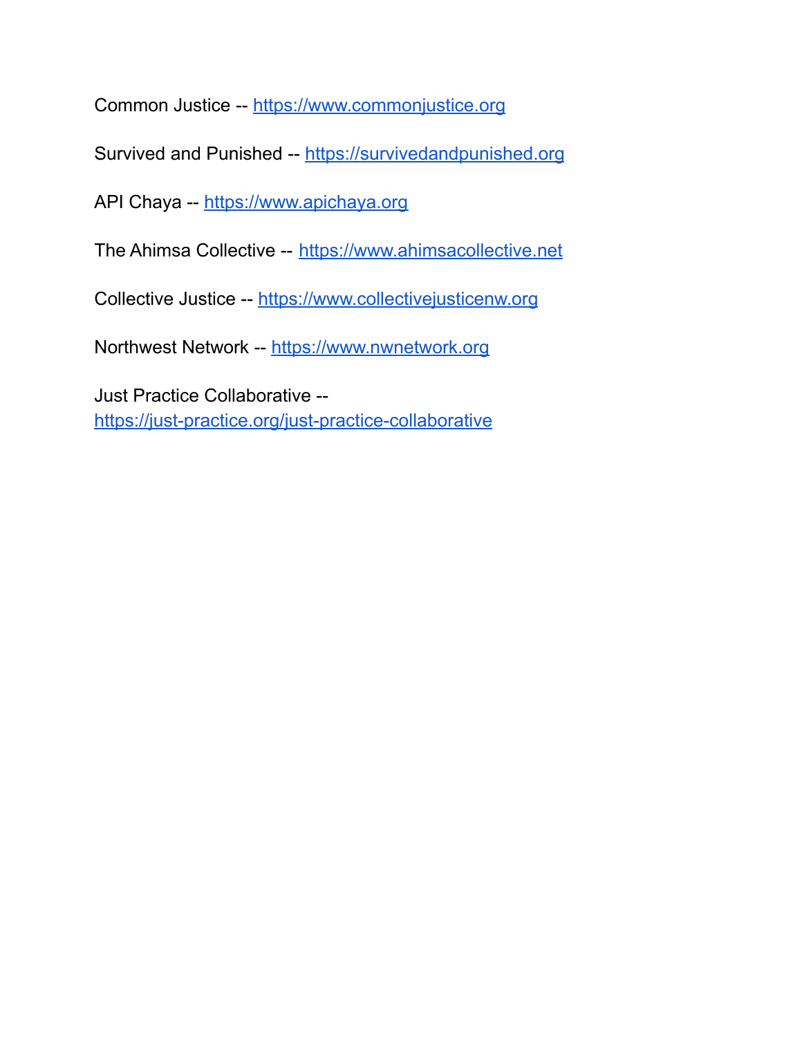Common Justice -- https://www.commonjustice.org

Survived and Punished -- https://survivedandpunished.org

API Chaya -- https://www.apichaya.org

The Ahimsa Collective -- https://www.ahimsacollective.net

Collective Justice -- https://www.collectivejusticenw.org

Northwest Network -- https://www.nwnetwork.org

Just Practice Collaborative -- https://just-practice.org/just-practice-collaborative